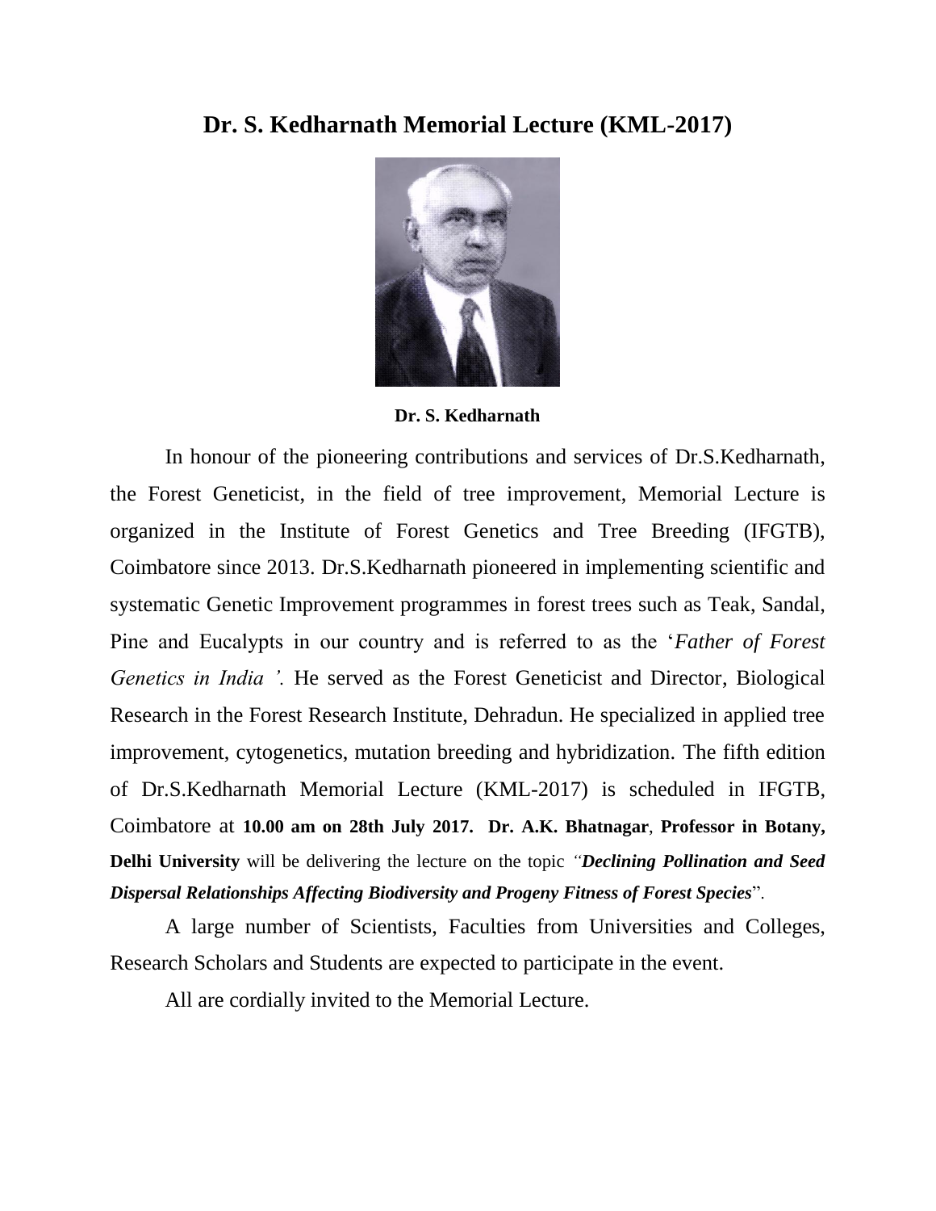# Dr. S. Kedharnath Memorial Lecture (KML-2017)

**Dr. S. Kedharnath**

In honour of the pioneering contributions and services of Dr.S.Kedharnath, the Forest Geneticist, in the field of tree improvement, Memorial Lecture is organized in the Institute of Forest Genetics and Tree Breeding (IFGTB), Coimbatore since 2013. Dr.S.Kedharnath pioneered in implementing scientific and systematic Genetic Improvement programmes in forest trees such as Teak, Sandal, Pine and Eucalypts in our country and is referred to as the '*Father of Forest Genetics in India '.* He served as the Forest Geneticist and Director, Biological Research in the Forest Research Institute, Dehradun. He specialized in applied tree improvement, cytogenetics, mutation breeding and hybridization. The fifth edition of Dr.S.Kedharnath Memorial Lecture (KML-2017) is scheduled in IFGTB, Coimbatore at **10.00 am on 28th July 2017. Dr. A.K. Bhatnagar**, **Professor in Botany, Delhi University** will be delivering the lecture on the topic *"**Declining Pollination and Seed Dispersal Relationships Affecting Biodiversity and Progeny Fitness of Forest Species**"*.

A large number of Scientists, Faculties from Universities and Colleges, Research Scholars and Students are expected to participate in the event.

All are cordially invited to the Memorial Lecture.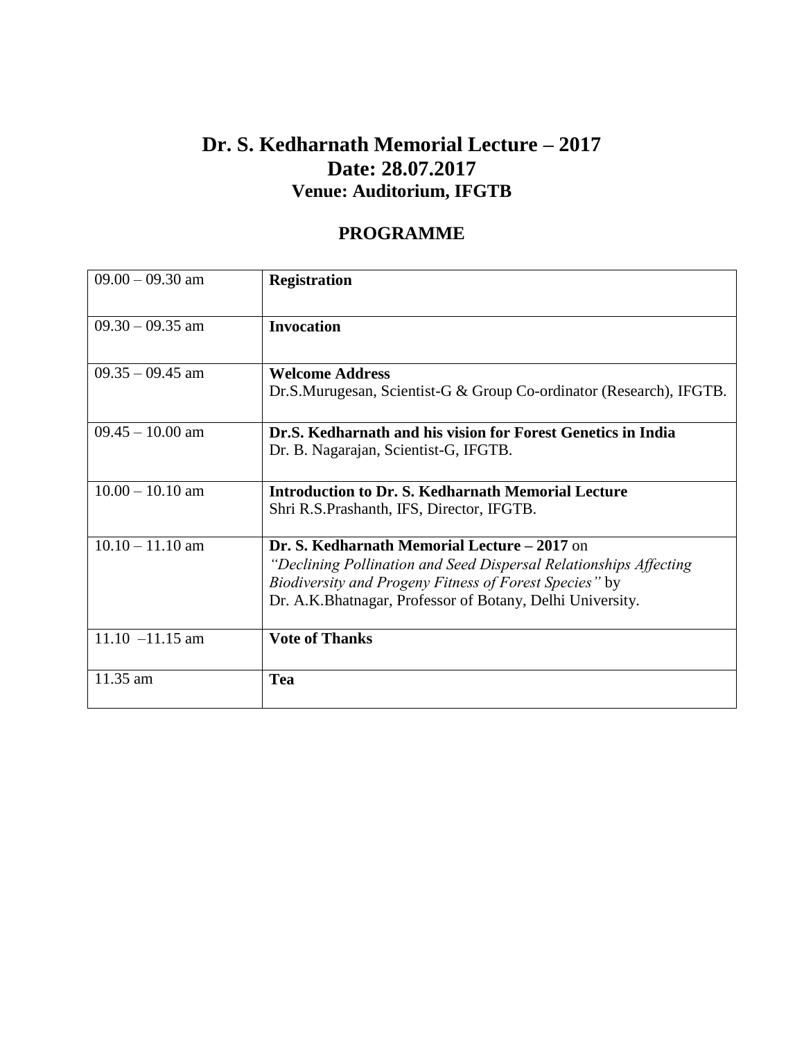# Dr. S. Kedharnath Memorial Lecture – 2017
## Date: 28.07.2017
### Venue: Auditorium, IFGTB

## PROGRAMME

| | |
|---|---|
| 09.00 – 09.30 am | **Registration** |
| 09.30 – 09.35 am | **Invocation** |
| 09.35 – 09.45 am | **Welcome Address**<br>Dr.S.Murugesan, Scientist-G & Group Co-ordinator (Research), IFGTB. |
| 09.45 – 10.00 am | **Dr.S. Kedharnath and his vision for Forest Genetics in India**<br>Dr. B. Nagarajan, Scientist-G, IFGTB. |
| 10.00 – 10.10 am | **Introduction to Dr. S. Kedharnath Memorial Lecture**<br>Shri R.S.Prashanth, IFS, Director, IFGTB. |
| 10.10 – 11.10 am | **Dr. S. Kedharnath Memorial Lecture – 2017** on *"Declining Pollination and Seed Dispersal Relationships Affecting Biodiversity and Progeny Fitness of Forest Species"* by Dr. A.K.Bhatnagar, Professor of Botany, Delhi University. |
| 11.10 –11.15 am | **Vote of Thanks** |
| 11.35 am | **Tea** |